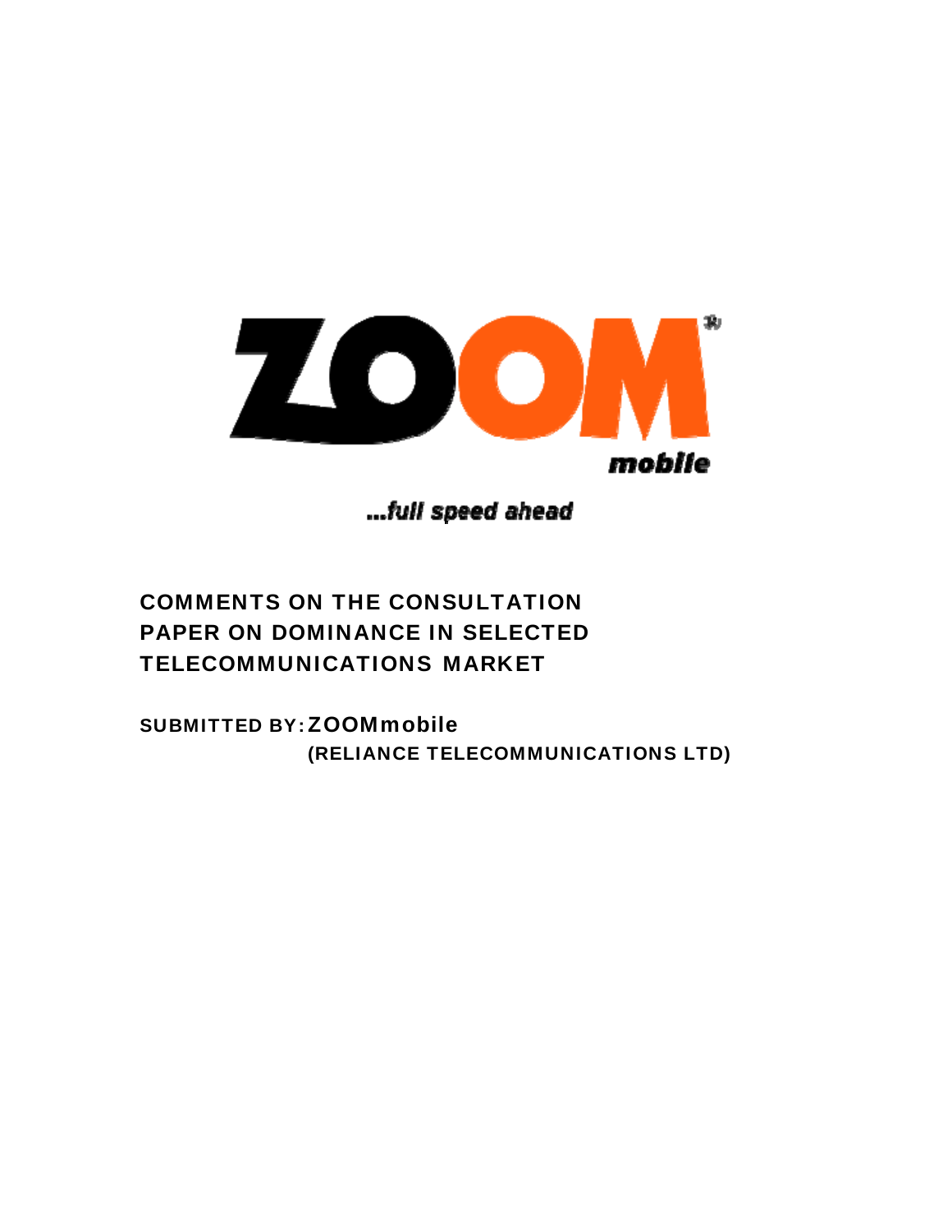ZOOM mobile

...full speed ahead

# COMMENTS ON THE CONSULTATION PAPER ON DOMINANCE IN SELECTED TELECOMMUNICATIONS MARKET

**SUBMITTED BY: ZOOMmobile**
**(RELIANCE TELECOMMUNICATIONS LTD)**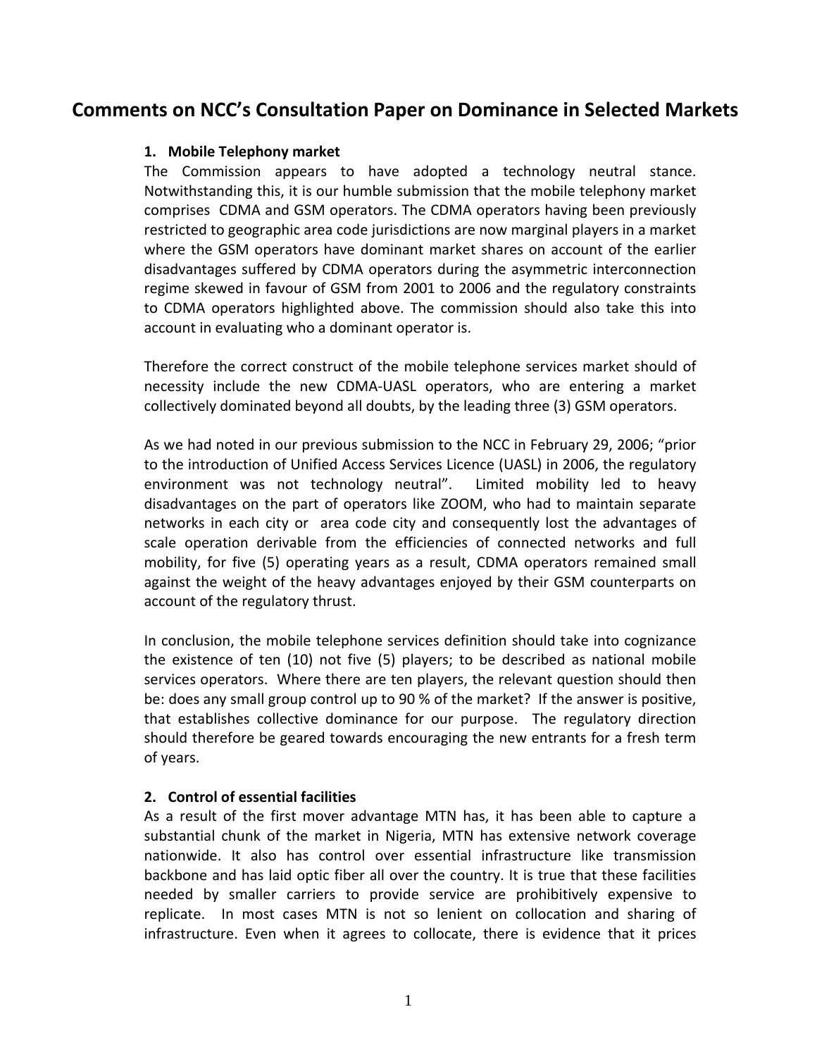# Comments on NCC's Consultation Paper on Dominance in Selected Markets

**1. Mobile Telephony market**

The Commission appears to have adopted a technology neutral stance. Notwithstanding this, it is our humble submission that the mobile telephony market comprises CDMA and GSM operators. The CDMA operators having been previously restricted to geographic area code jurisdictions are now marginal players in a market where the GSM operators have dominant market shares on account of the earlier disadvantages suffered by CDMA operators during the asymmetric interconnection regime skewed in favour of GSM from 2001 to 2006 and the regulatory constraints to CDMA operators highlighted above. The commission should also take this into account in evaluating who a dominant operator is.

Therefore the correct construct of the mobile telephone services market should of necessity include the new CDMA-UASL operators, who are entering a market collectively dominated beyond all doubts, by the leading three (3) GSM operators.

As we had noted in our previous submission to the NCC in February 29, 2006; "prior to the introduction of Unified Access Services Licence (UASL) in 2006, the regulatory environment was not technology neutral". Limited mobility led to heavy disadvantages on the part of operators like ZOOM, who had to maintain separate networks in each city or area code city and consequently lost the advantages of scale operation derivable from the efficiencies of connected networks and full mobility, for five (5) operating years as a result, CDMA operators remained small against the weight of the heavy advantages enjoyed by their GSM counterparts on account of the regulatory thrust.

In conclusion, the mobile telephone services definition should take into cognizance the existence of ten (10) not five (5) players; to be described as national mobile services operators. Where there are ten players, the relevant question should then be: does any small group control up to 90 % of the market? If the answer is positive, that establishes collective dominance for our purpose. The regulatory direction should therefore be geared towards encouraging the new entrants for a fresh term of years.

**2. Control of essential facilities**

As a result of the first mover advantage MTN has, it has been able to capture a substantial chunk of the market in Nigeria, MTN has extensive network coverage nationwide. It also has control over essential infrastructure like transmission backbone and has laid optic fiber all over the country. It is true that these facilities needed by smaller carriers to provide service are prohibitively expensive to replicate. In most cases MTN is not so lenient on collocation and sharing of infrastructure. Even when it agrees to collocate, there is evidence that it prices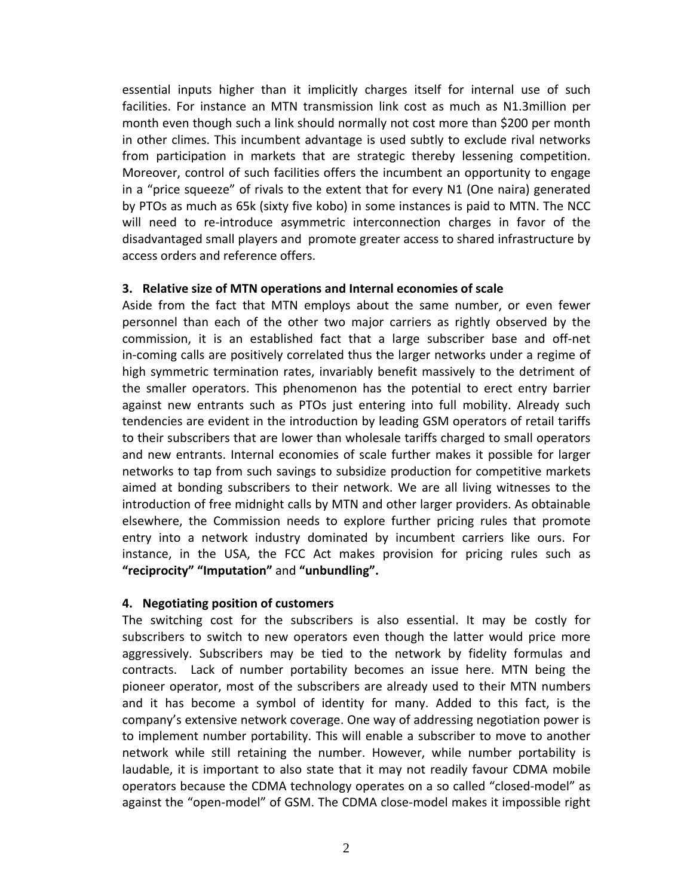essential inputs higher than it implicitly charges itself for internal use of such facilities. For instance an MTN transmission link cost as much as N1.3million per month even though such a link should normally not cost more than $200 per month in other climes. This incumbent advantage is used subtly to exclude rival networks from participation in markets that are strategic thereby lessening competition. Moreover, control of such facilities offers the incumbent an opportunity to engage in a "price squeeze" of rivals to the extent that for every N1 (One naira) generated by PTOs as much as 65k (sixty five kobo) in some instances is paid to MTN. The NCC will need to re-introduce asymmetric interconnection charges in favor of the disadvantaged small players and promote greater access to shared infrastructure by access orders and reference offers.

### 3. Relative size of MTN operations and Internal economies of scale

Aside from the fact that MTN employs about the same number, or even fewer personnel than each of the other two major carriers as rightly observed by the commission, it is an established fact that a large subscriber base and off-net in-coming calls are positively correlated thus the larger networks under a regime of high symmetric termination rates, invariably benefit massively to the detriment of the smaller operators. This phenomenon has the potential to erect entry barrier against new entrants such as PTOs just entering into full mobility. Already such tendencies are evident in the introduction by leading GSM operators of retail tariffs to their subscribers that are lower than wholesale tariffs charged to small operators and new entrants. Internal economies of scale further makes it possible for larger networks to tap from such savings to subsidize production for competitive markets aimed at bonding subscribers to their network. We are all living witnesses to the introduction of free midnight calls by MTN and other larger providers. As obtainable elsewhere, the Commission needs to explore further pricing rules that promote entry into a network industry dominated by incumbent carriers like ours. For instance, in the USA, the FCC Act makes provision for pricing rules such as **"reciprocity" "Imputation"** and **"unbundling".**

### 4. Negotiating position of customers

The switching cost for the subscribers is also essential. It may be costly for subscribers to switch to new operators even though the latter would price more aggressively. Subscribers may be tied to the network by fidelity formulas and contracts. Lack of number portability becomes an issue here. MTN being the pioneer operator, most of the subscribers are already used to their MTN numbers and it has become a symbol of identity for many. Added to this fact, is the company's extensive network coverage. One way of addressing negotiation power is to implement number portability. This will enable a subscriber to move to another network while still retaining the number. However, while number portability is laudable, it is important to also state that it may not readily favour CDMA mobile operators because the CDMA technology operates on a so called "closed-model" as against the "open-model" of GSM. The CDMA close-model makes it impossible right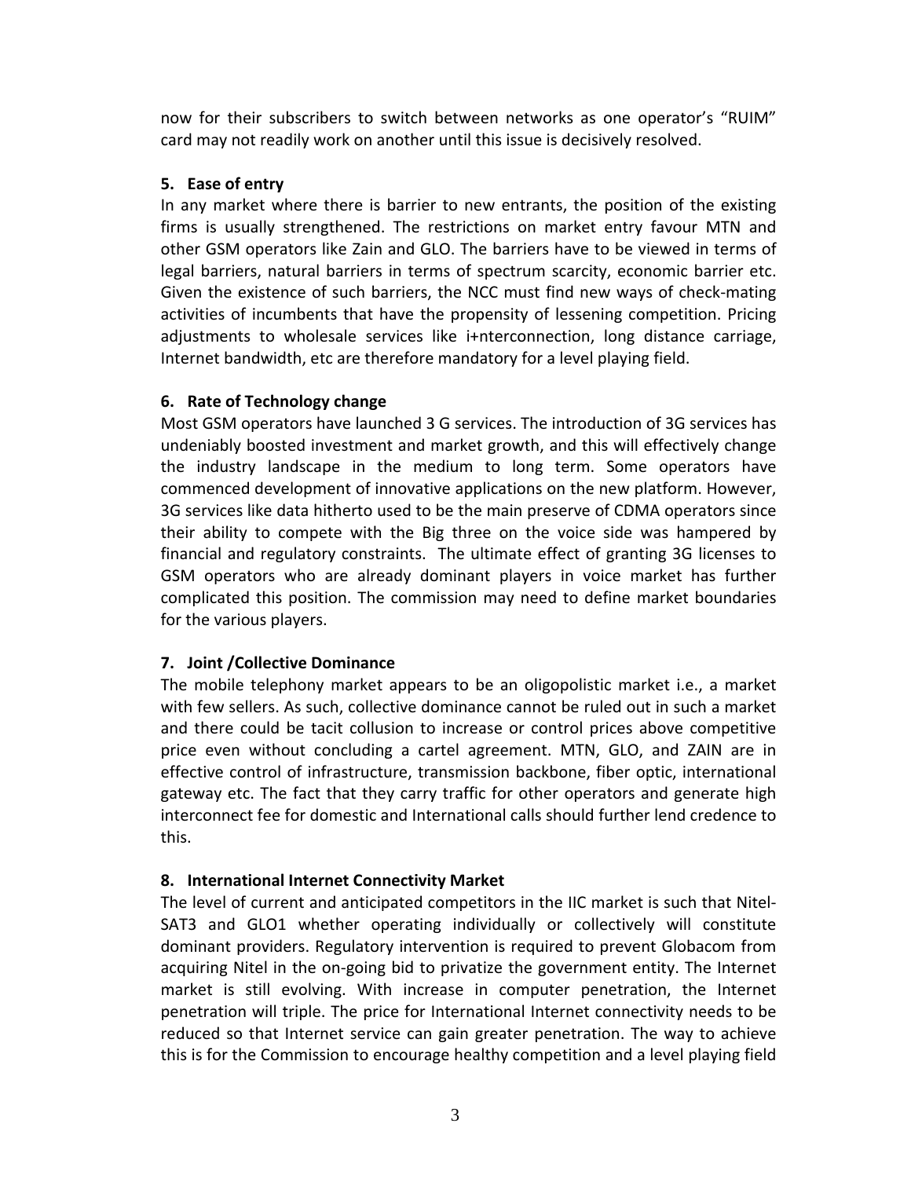now for their subscribers to switch between networks as one operator's "RUIM" card may not readily work on another until this issue is decisively resolved.

**5. Ease of entry**

In any market where there is barrier to new entrants, the position of the existing firms is usually strengthened. The restrictions on market entry favour MTN and other GSM operators like Zain and GLO. The barriers have to be viewed in terms of legal barriers, natural barriers in terms of spectrum scarcity, economic barrier etc. Given the existence of such barriers, the NCC must find new ways of check-mating activities of incumbents that have the propensity of lessening competition. Pricing adjustments to wholesale services like i+nterconnection, long distance carriage, Internet bandwidth, etc are therefore mandatory for a level playing field.

**6. Rate of Technology change**

Most GSM operators have launched 3 G services. The introduction of 3G services has undeniably boosted investment and market growth, and this will effectively change the industry landscape in the medium to long term. Some operators have commenced development of innovative applications on the new platform. However, 3G services like data hitherto used to be the main preserve of CDMA operators since their ability to compete with the Big three on the voice side was hampered by financial and regulatory constraints. The ultimate effect of granting 3G licenses to GSM operators who are already dominant players in voice market has further complicated this position. The commission may need to define market boundaries for the various players.

**7. Joint /Collective Dominance**

The mobile telephony market appears to be an oligopolistic market i.e., a market with few sellers. As such, collective dominance cannot be ruled out in such a market and there could be tacit collusion to increase or control prices above competitive price even without concluding a cartel agreement. MTN, GLO, and ZAIN are in effective control of infrastructure, transmission backbone, fiber optic, international gateway etc. The fact that they carry traffic for other operators and generate high interconnect fee for domestic and International calls should further lend credence to this.

**8. International Internet Connectivity Market**

The level of current and anticipated competitors in the IIC market is such that Nitel-SAT3 and GLO1 whether operating individually or collectively will constitute dominant providers. Regulatory intervention is required to prevent Globacom from acquiring Nitel in the on-going bid to privatize the government entity. The Internet market is still evolving. With increase in computer penetration, the Internet penetration will triple. The price for International Internet connectivity needs to be reduced so that Internet service can gain greater penetration. The way to achieve this is for the Commission to encourage healthy competition and a level playing field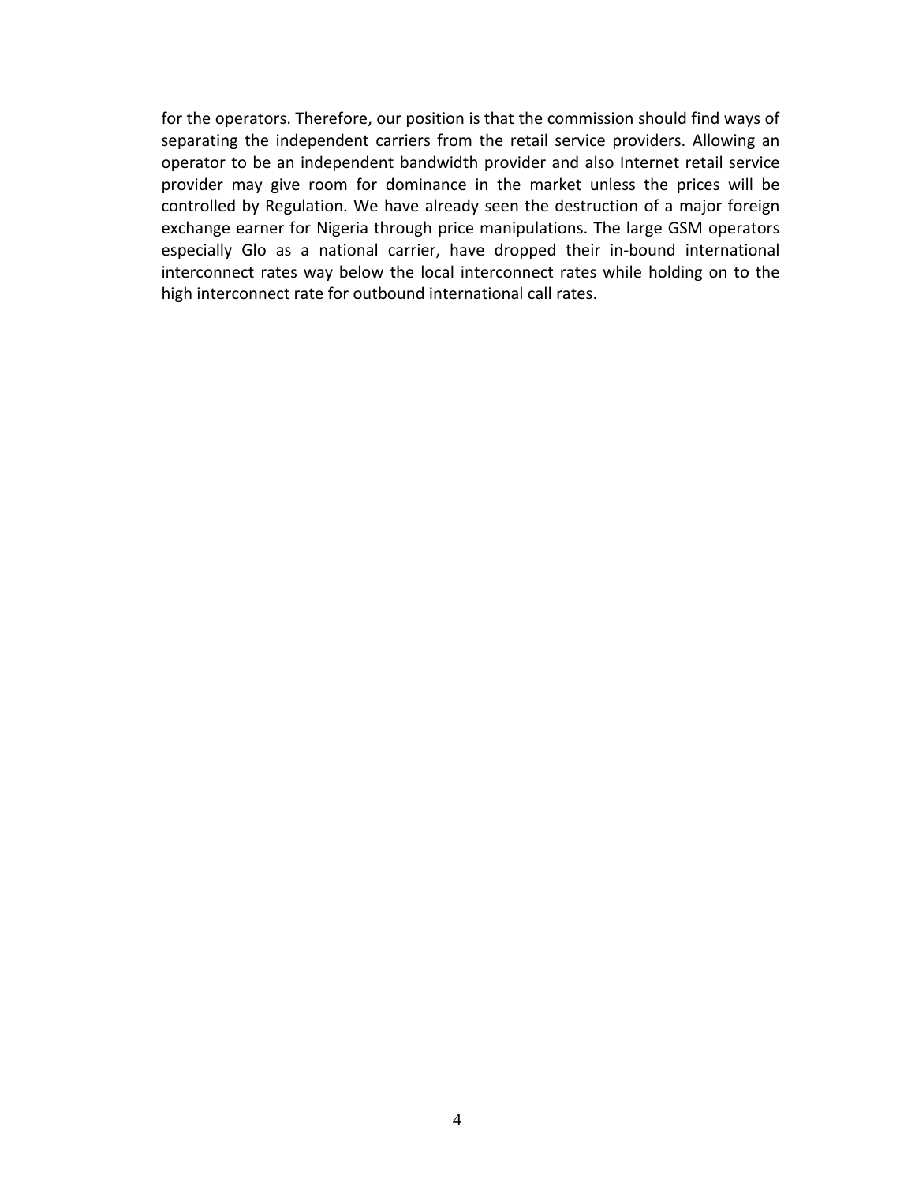for the operators. Therefore, our position is that the commission should find ways of separating the independent carriers from the retail service providers. Allowing an operator to be an independent bandwidth provider and also Internet retail service provider may give room for dominance in the market unless the prices will be controlled by Regulation. We have already seen the destruction of a major foreign exchange earner for Nigeria through price manipulations. The large GSM operators especially Glo as a national carrier, have dropped their in-bound international interconnect rates way below the local interconnect rates while holding on to the high interconnect rate for outbound international call rates.